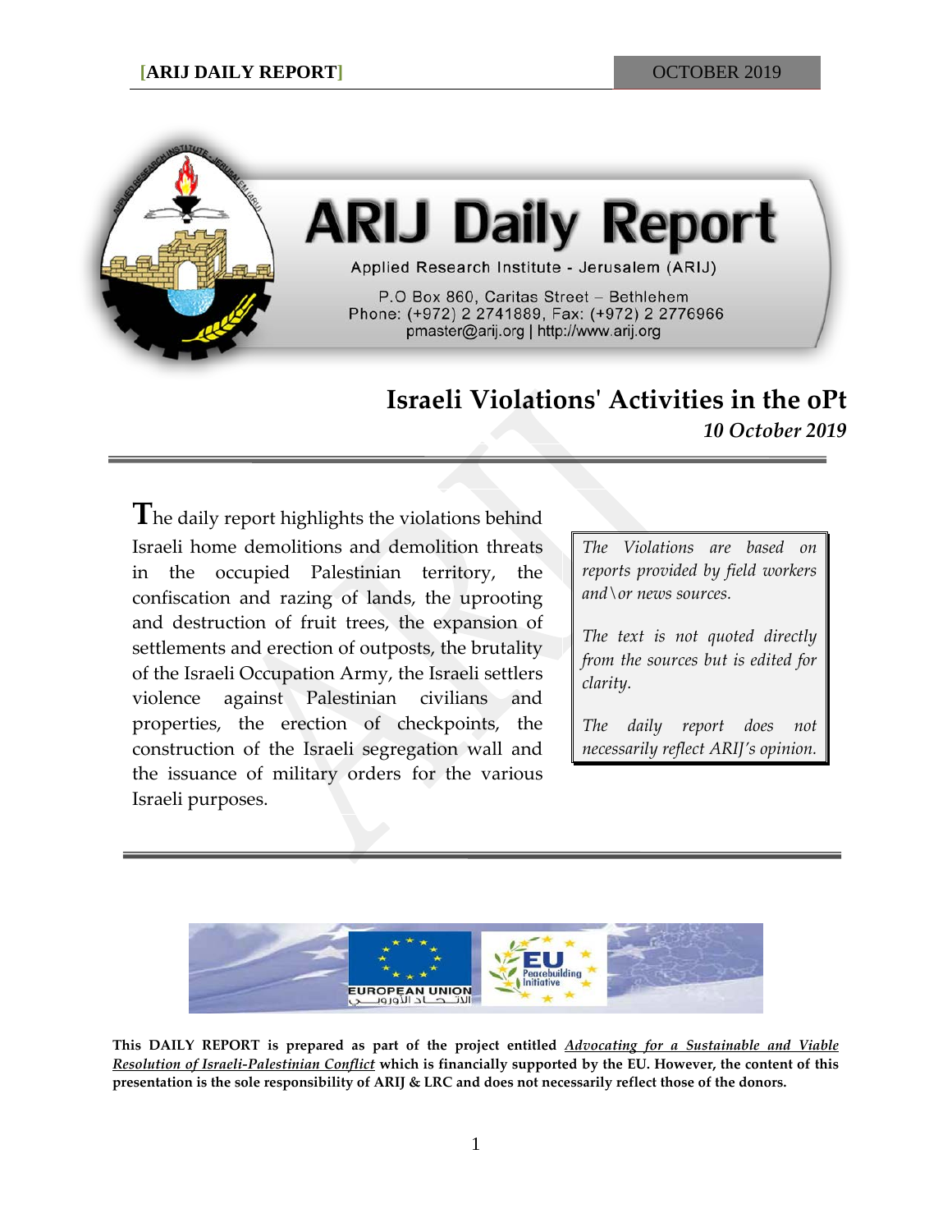# ARIJ Daily Report

Applied Research Institute - Jerusalem (ARIJ)

P.O Box 860, Caritas Street – Bethlehem
Phone: (+972) 2 2741889, Fax: (+972) 2 2776966
pmaster@arij.org | http://www.arij.org

## Israeli Violations' Activities in the oPt

***10 October 2019***

The daily report highlights the violations behind Israeli home demolitions and demolition threats in the occupied Palestinian territory, the confiscation and razing of lands, the uprooting and destruction of fruit trees, the expansion of settlements and erection of outposts, the brutality of the Israeli Occupation Army, the Israeli settlers violence against Palestinian civilians and properties, the erection of checkpoints, the construction of the Israeli segregation wall and the issuance of military orders for the various Israeli purposes.

*The Violations are based on reports provided by field workers and\or news sources.*

*The text is not quoted directly from the sources but is edited for clarity.*

*The daily report does not necessarily reflect ARIJ's opinion.*

EUROPEAN UNION الاتحاد الأوروبي

EU Peacebuilding Initiative

**This DAILY REPORT is prepared as part of the project entitled *Advocating for a Sustainable and Viable Resolution of Israeli-Palestinian Conflict* which is financially supported by the EU. However, the content of this presentation is the sole responsibility of ARIJ & LRC and does not necessarily reflect those of the donors.**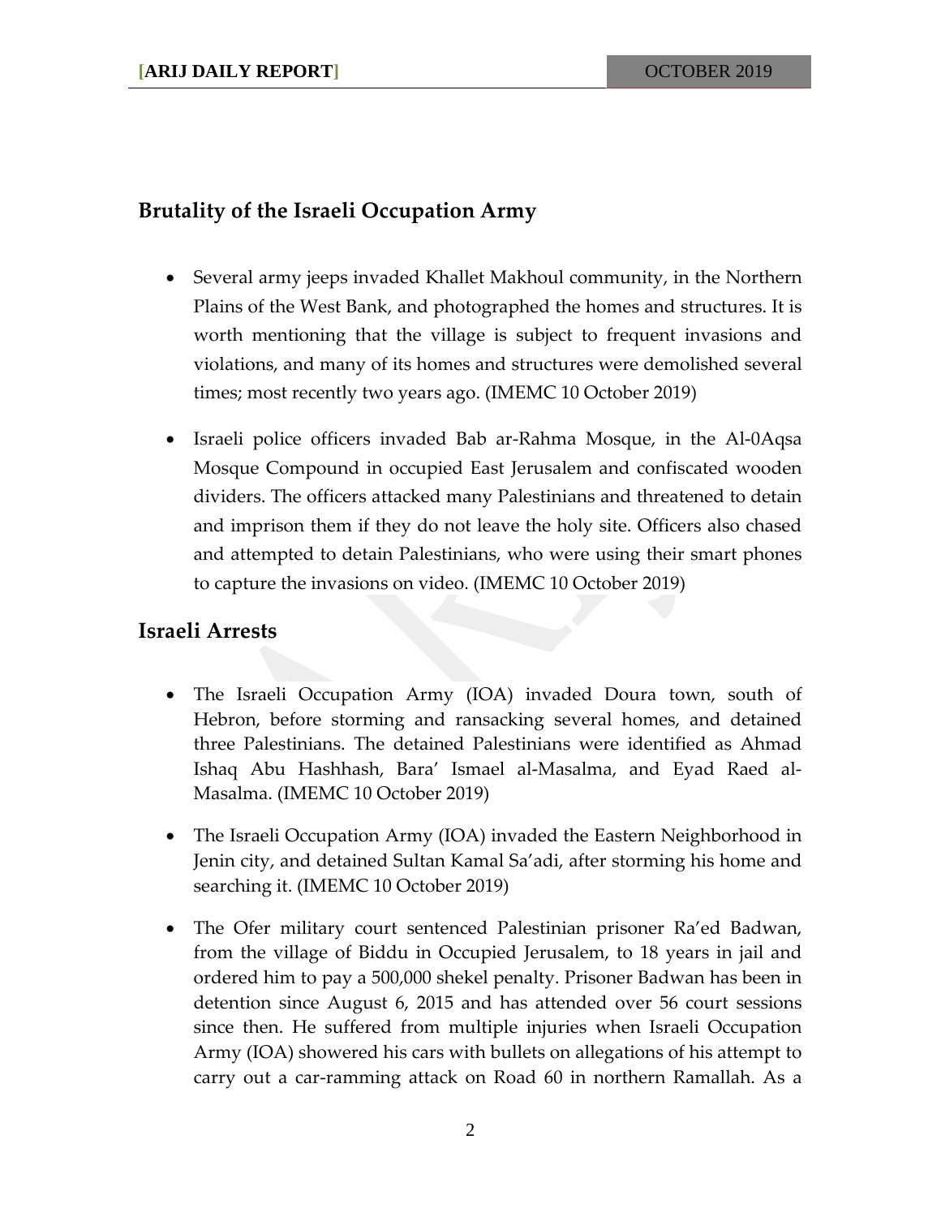## Brutality of the Israeli Occupation Army

- Several army jeeps invaded Khallet Makhoul community, in the Northern Plains of the West Bank, and photographed the homes and structures. It is worth mentioning that the village is subject to frequent invasions and violations, and many of its homes and structures were demolished several times; most recently two years ago. (IMEMC 10 October 2019)

- Israeli police officers invaded Bab ar-Rahma Mosque, in the Al-0Aqsa Mosque Compound in occupied East Jerusalem and confiscated wooden dividers. The officers attacked many Palestinians and threatened to detain and imprison them if they do not leave the holy site. Officers also chased and attempted to detain Palestinians, who were using their smart phones to capture the invasions on video. (IMEMC 10 October 2019)

## Israeli Arrests

- The Israeli Occupation Army (IOA) invaded Doura town, south of Hebron, before storming and ransacking several homes, and detained three Palestinians. The detained Palestinians were identified as Ahmad Ishaq Abu Hashhash, Bara' Ismael al-Masalma, and Eyad Raed al-Masalma. (IMEMC 10 October 2019)

- The Israeli Occupation Army (IOA) invaded the Eastern Neighborhood in Jenin city, and detained Sultan Kamal Sa'adi, after storming his home and searching it. (IMEMC 10 October 2019)

- The Ofer military court sentenced Palestinian prisoner Ra'ed Badwan, from the village of Biddu in Occupied Jerusalem, to 18 years in jail and ordered him to pay a 500,000 shekel penalty. Prisoner Badwan has been in detention since August 6, 2015 and has attended over 56 court sessions since then. He suffered from multiple injuries when Israeli Occupation Army (IOA) showered his cars with bullets on allegations of his attempt to carry out a car-ramming attack on Road 60 in northern Ramallah. As a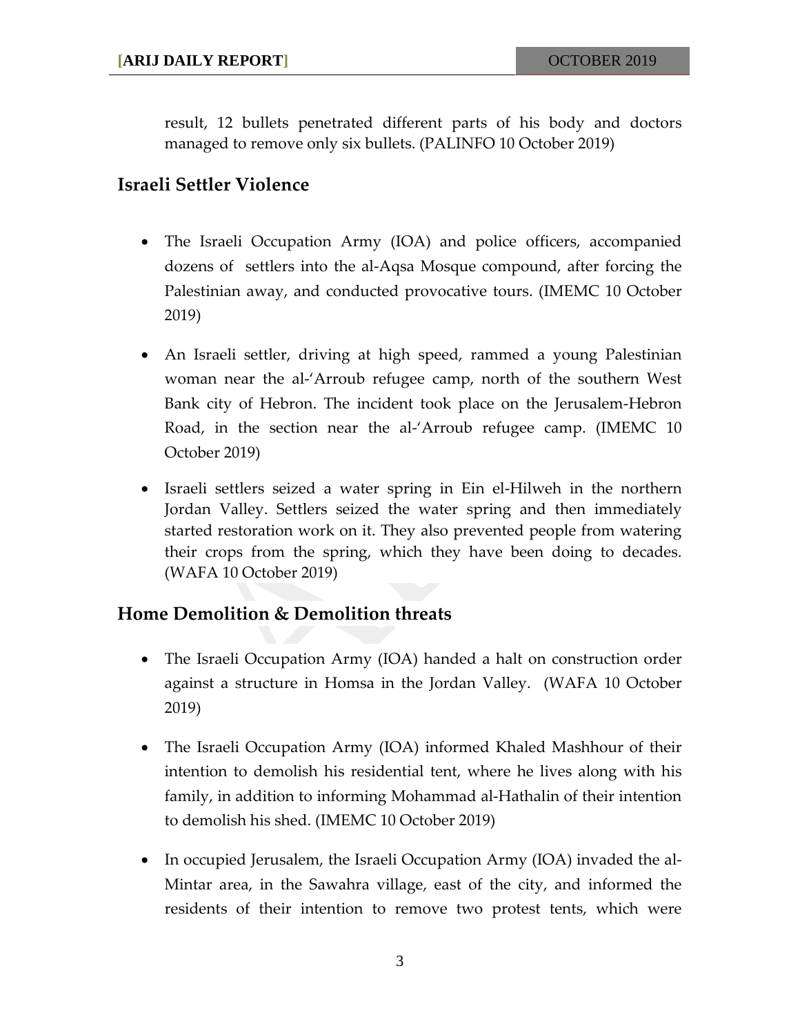result, 12 bullets penetrated different parts of his body and doctors managed to remove only six bullets. (PALINFO 10 October 2019)

## Israeli Settler Violence

- The Israeli Occupation Army (IOA) and police officers, accompanied dozens of settlers into the al-Aqsa Mosque compound, after forcing the Palestinian away, and conducted provocative tours. (IMEMC 10 October 2019)

- An Israeli settler, driving at high speed, rammed a young Palestinian woman near the al-'Arroub refugee camp, north of the southern West Bank city of Hebron. The incident took place on the Jerusalem-Hebron Road, in the section near the al-'Arroub refugee camp. (IMEMC 10 October 2019)

- Israeli settlers seized a water spring in Ein el-Hilweh in the northern Jordan Valley. Settlers seized the water spring and then immediately started restoration work on it. They also prevented people from watering their crops from the spring, which they have been doing to decades. (WAFA 10 October 2019)

## Home Demolition & Demolition threats

- The Israeli Occupation Army (IOA) handed a halt on construction order against a structure in Homsa in the Jordan Valley. (WAFA 10 October 2019)

- The Israeli Occupation Army (IOA) informed Khaled Mashhour of their intention to demolish his residential tent, where he lives along with his family, in addition to informing Mohammad al-Hathalin of their intention to demolish his shed. (IMEMC 10 October 2019)

- In occupied Jerusalem, the Israeli Occupation Army (IOA) invaded the al-Mintar area, in the Sawahra village, east of the city, and informed the residents of their intention to remove two protest tents, which were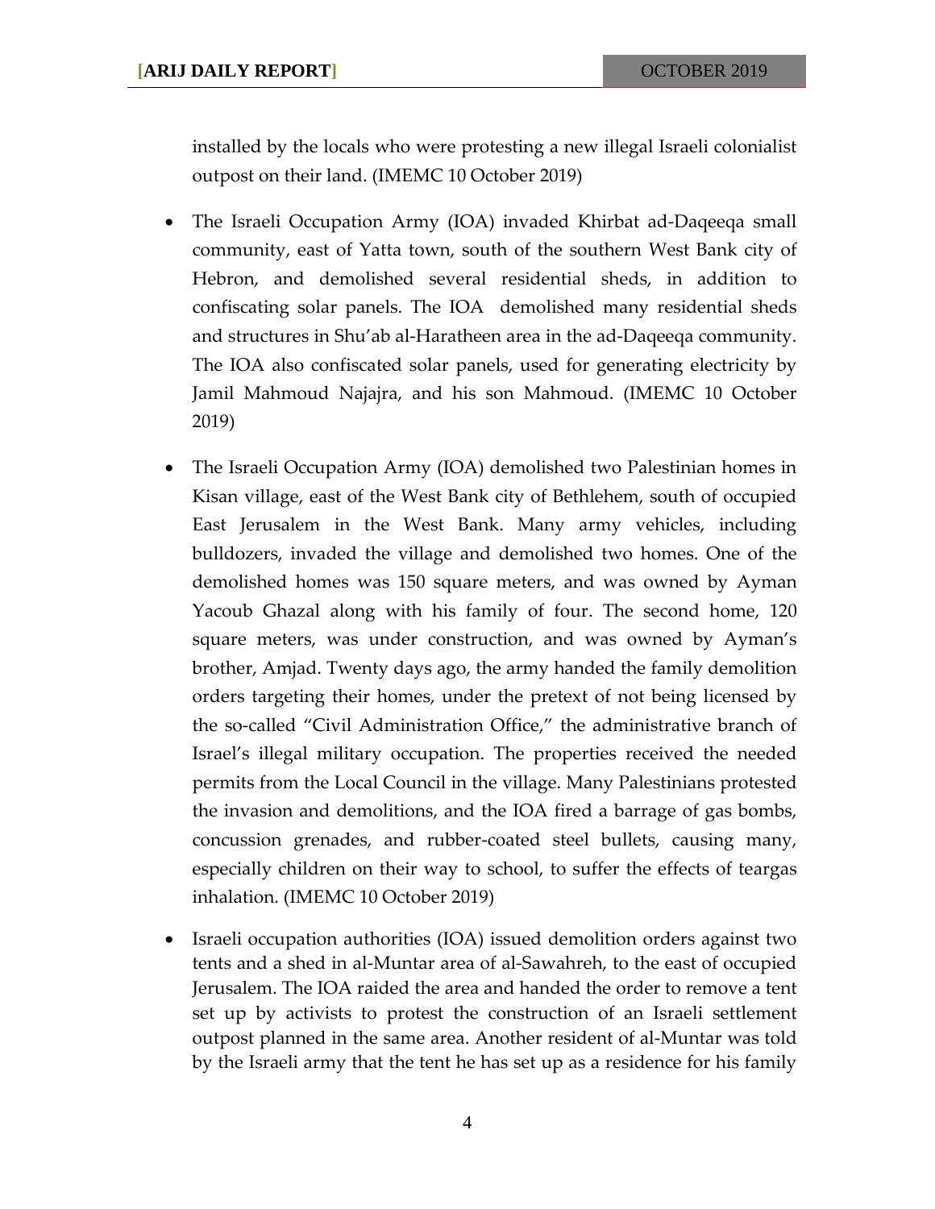installed by the locals who were protesting a new illegal Israeli colonialist outpost on their land. (IMEMC 10 October 2019)

- The Israeli Occupation Army (IOA) invaded Khirbat ad-Daqeeqa small community, east of Yatta town, south of the southern West Bank city of Hebron, and demolished several residential sheds, in addition to confiscating solar panels. The IOA demolished many residential sheds and structures in Shu'ab al-Haratheen area in the ad-Daqeeqa community. The IOA also confiscated solar panels, used for generating electricity by Jamil Mahmoud Najajra, and his son Mahmoud. (IMEMC 10 October 2019)

- The Israeli Occupation Army (IOA) demolished two Palestinian homes in Kisan village, east of the West Bank city of Bethlehem, south of occupied East Jerusalem in the West Bank. Many army vehicles, including bulldozers, invaded the village and demolished two homes. One of the demolished homes was 150 square meters, and was owned by Ayman Yacoub Ghazal along with his family of four. The second home, 120 square meters, was under construction, and was owned by Ayman's brother, Amjad. Twenty days ago, the army handed the family demolition orders targeting their homes, under the pretext of not being licensed by the so-called "Civil Administration Office," the administrative branch of Israel's illegal military occupation. The properties received the needed permits from the Local Council in the village. Many Palestinians protested the invasion and demolitions, and the IOA fired a barrage of gas bombs, concussion grenades, and rubber-coated steel bullets, causing many, especially children on their way to school, to suffer the effects of teargas inhalation. (IMEMC 10 October 2019)

- Israeli occupation authorities (IOA) issued demolition orders against two tents and a shed in al-Muntar area of al-Sawahreh, to the east of occupied Jerusalem. The IOA raided the area and handed the order to remove a tent set up by activists to protest the construction of an Israeli settlement outpost planned in the same area. Another resident of al-Muntar was told by the Israeli army that the tent he has set up as a residence for his family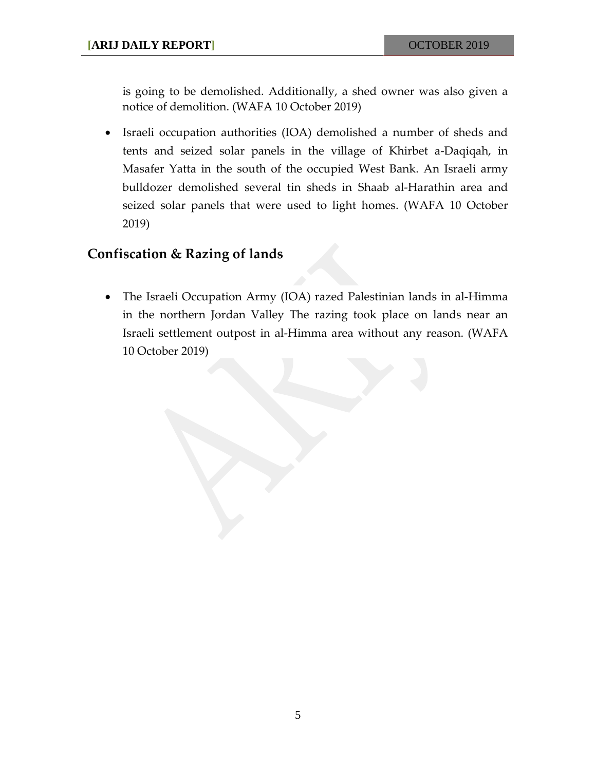is going to be demolished. Additionally, a shed owner was also given a notice of demolition. (WAFA 10 October 2019)

- Israeli occupation authorities (IOA) demolished a number of sheds and tents and seized solar panels in the village of Khirbet a-Daqiqah, in Masafer Yatta in the south of the occupied West Bank. An Israeli army bulldozer demolished several tin sheds in Shaab al-Harathin area and seized solar panels that were used to light homes. (WAFA 10 October 2019)

## Confiscation & Razing of lands

- The Israeli Occupation Army (IOA) razed Palestinian lands in al-Himma in the northern Jordan Valley The razing took place on lands near an Israeli settlement outpost in al-Himma area without any reason. (WAFA 10 October 2019)